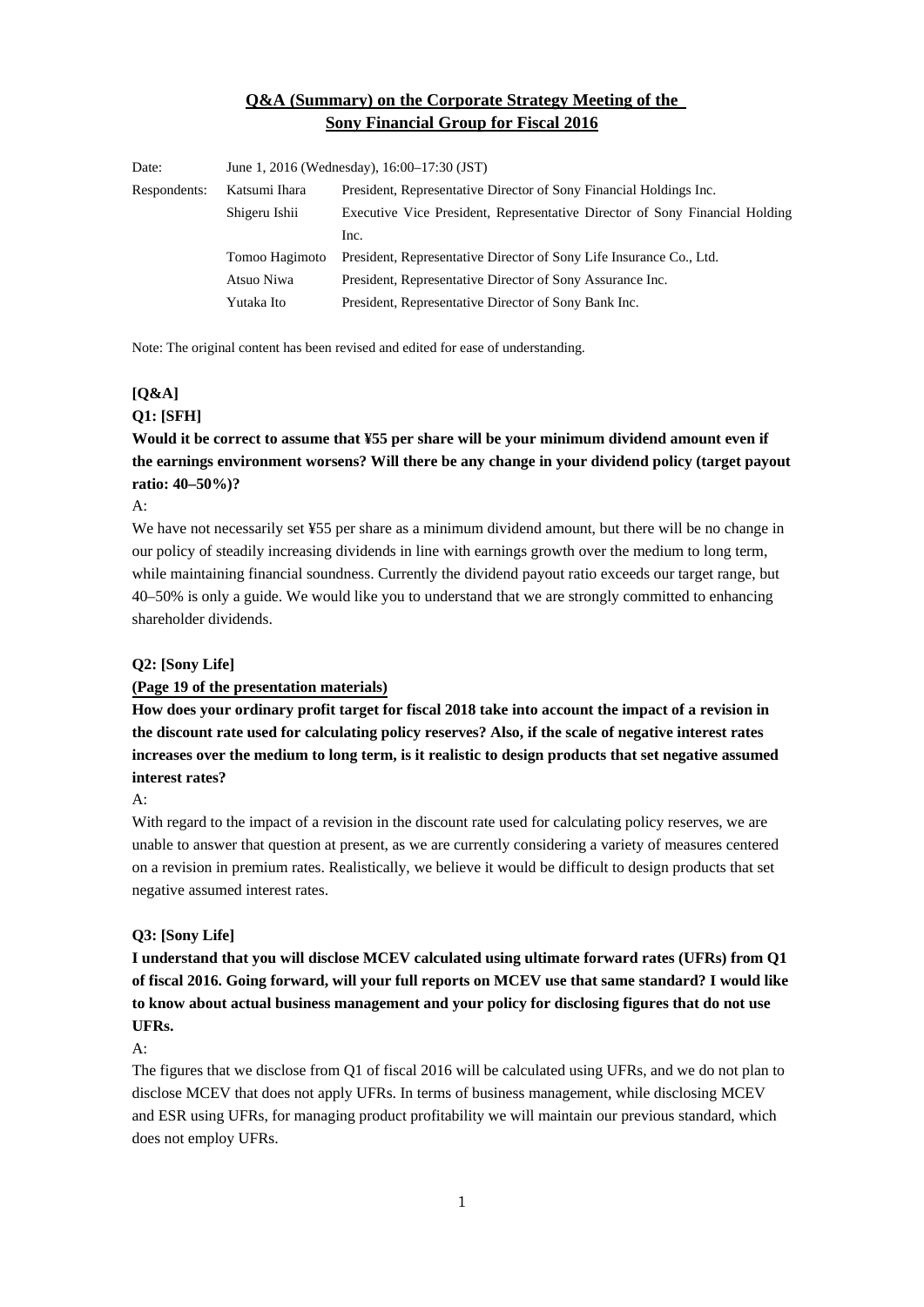# Q&A (Summary) on the Corporate Strategy Meeting of the Sony Financial Group for Fiscal 2016

| | | |
|---|---|---|
| Date: | June 1, 2016 (Wednesday), 16:00–17:30 (JST) | |
| Respondents: | Katsumi Ihara | President, Representative Director of Sony Financial Holdings Inc. |
| | Shigeru Ishii | Executive Vice President, Representative Director of Sony Financial Holding Inc. |
| | Tomoo Hagimoto | President, Representative Director of Sony Life Insurance Co., Ltd. |
| | Atsuo Niwa | President, Representative Director of Sony Assurance Inc. |
| | Yutaka Ito | President, Representative Director of Sony Bank Inc. |

Note: The original content has been revised and edited for ease of understanding.

**[Q&A]**

**Q1: [SFH]**

**Would it be correct to assume that ¥55 per share will be your minimum dividend amount even if the earnings environment worsens? Will there be any change in your dividend policy (target payout ratio: 40–50%)?**

A:

We have not necessarily set ¥55 per share as a minimum dividend amount, but there will be no change in our policy of steadily increasing dividends in line with earnings growth over the medium to long term, while maintaining financial soundness. Currently the dividend payout ratio exceeds our target range, but 40–50% is only a guide. We would like you to understand that we are strongly committed to enhancing shareholder dividends.

**Q2: [Sony Life]**

**(Page 19 of the presentation materials)**

**How does your ordinary profit target for fiscal 2018 take into account the impact of a revision in the discount rate used for calculating policy reserves? Also, if the scale of negative interest rates increases over the medium to long term, is it realistic to design products that set negative assumed interest rates?**

A:

With regard to the impact of a revision in the discount rate used for calculating policy reserves, we are unable to answer that question at present, as we are currently considering a variety of measures centered on a revision in premium rates. Realistically, we believe it would be difficult to design products that set negative assumed interest rates.

**Q3: [Sony Life]**

**I understand that you will disclose MCEV calculated using ultimate forward rates (UFRs) from Q1 of fiscal 2016. Going forward, will your full reports on MCEV use that same standard? I would like to know about actual business management and your policy for disclosing figures that do not use UFRs.**

A:

The figures that we disclose from Q1 of fiscal 2016 will be calculated using UFRs, and we do not plan to disclose MCEV that does not apply UFRs. In terms of business management, while disclosing MCEV and ESR using UFRs, for managing product profitability we will maintain our previous standard, which does not employ UFRs.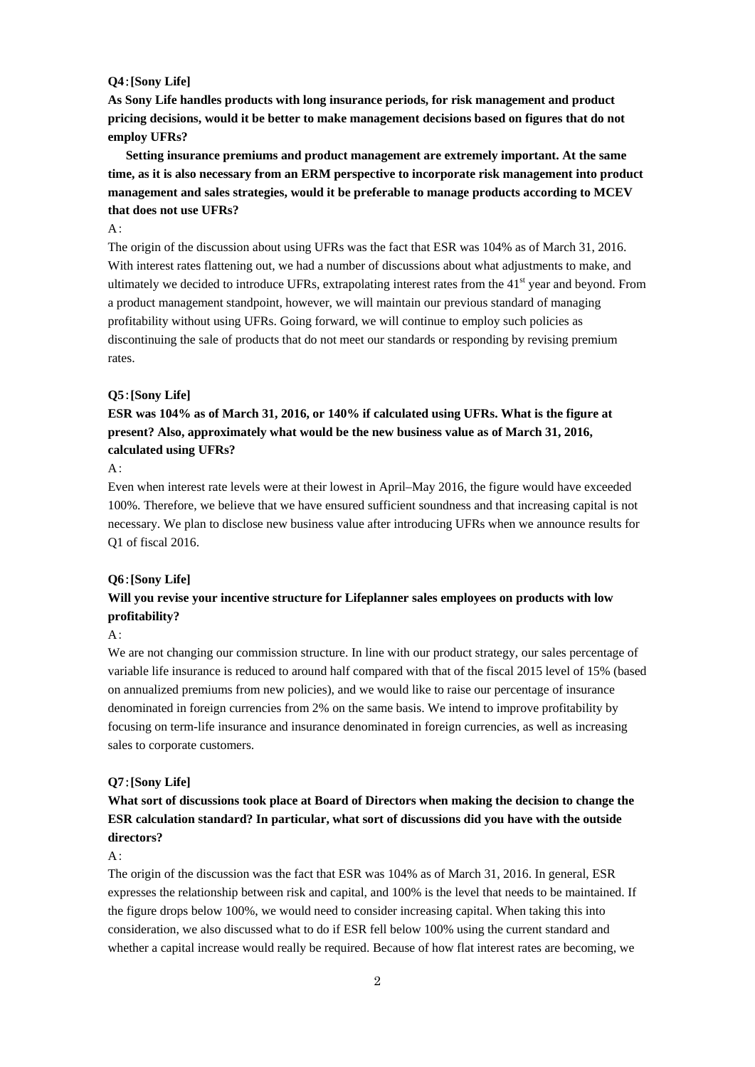**Q4：[Sony Life]**

**As Sony Life handles products with long insurance periods, for risk management and product pricing decisions, would it be better to make management decisions based on figures that do not employ UFRs?**

**Setting insurance premiums and product management are extremely important. At the same time, as it is also necessary from an ERM perspective to incorporate risk management into product management and sales strategies, would it be preferable to manage products according to MCEV that does not use UFRs?**

A：

The origin of the discussion about using UFRs was the fact that ESR was 104% as of March 31, 2016. With interest rates flattening out, we had a number of discussions about what adjustments to make, and ultimately we decided to introduce UFRs, extrapolating interest rates from the 41st year and beyond. From a product management standpoint, however, we will maintain our previous standard of managing profitability without using UFRs. Going forward, we will continue to employ such policies as discontinuing the sale of products that do not meet our standards or responding by revising premium rates.

**Q5：[Sony Life]**

**ESR was 104% as of March 31, 2016, or 140% if calculated using UFRs. What is the figure at present? Also, approximately what would be the new business value as of March 31, 2016, calculated using UFRs?**

A：

Even when interest rate levels were at their lowest in April–May 2016, the figure would have exceeded 100%. Therefore, we believe that we have ensured sufficient soundness and that increasing capital is not necessary. We plan to disclose new business value after introducing UFRs when we announce results for Q1 of fiscal 2016.

**Q6：[Sony Life]**

**Will you revise your incentive structure for Lifeplanner sales employees on products with low profitability?**

A：

We are not changing our commission structure. In line with our product strategy, our sales percentage of variable life insurance is reduced to around half compared with that of the fiscal 2015 level of 15% (based on annualized premiums from new policies), and we would like to raise our percentage of insurance denominated in foreign currencies from 2% on the same basis. We intend to improve profitability by focusing on term-life insurance and insurance denominated in foreign currencies, as well as increasing sales to corporate customers.

**Q7：[Sony Life]**

**What sort of discussions took place at Board of Directors when making the decision to change the ESR calculation standard? In particular, what sort of discussions did you have with the outside directors?**

A：

The origin of the discussion was the fact that ESR was 104% as of March 31, 2016. In general, ESR expresses the relationship between risk and capital, and 100% is the level that needs to be maintained. If the figure drops below 100%, we would need to consider increasing capital. When taking this into consideration, we also discussed what to do if ESR fell below 100% using the current standard and whether a capital increase would really be required. Because of how flat interest rates are becoming, we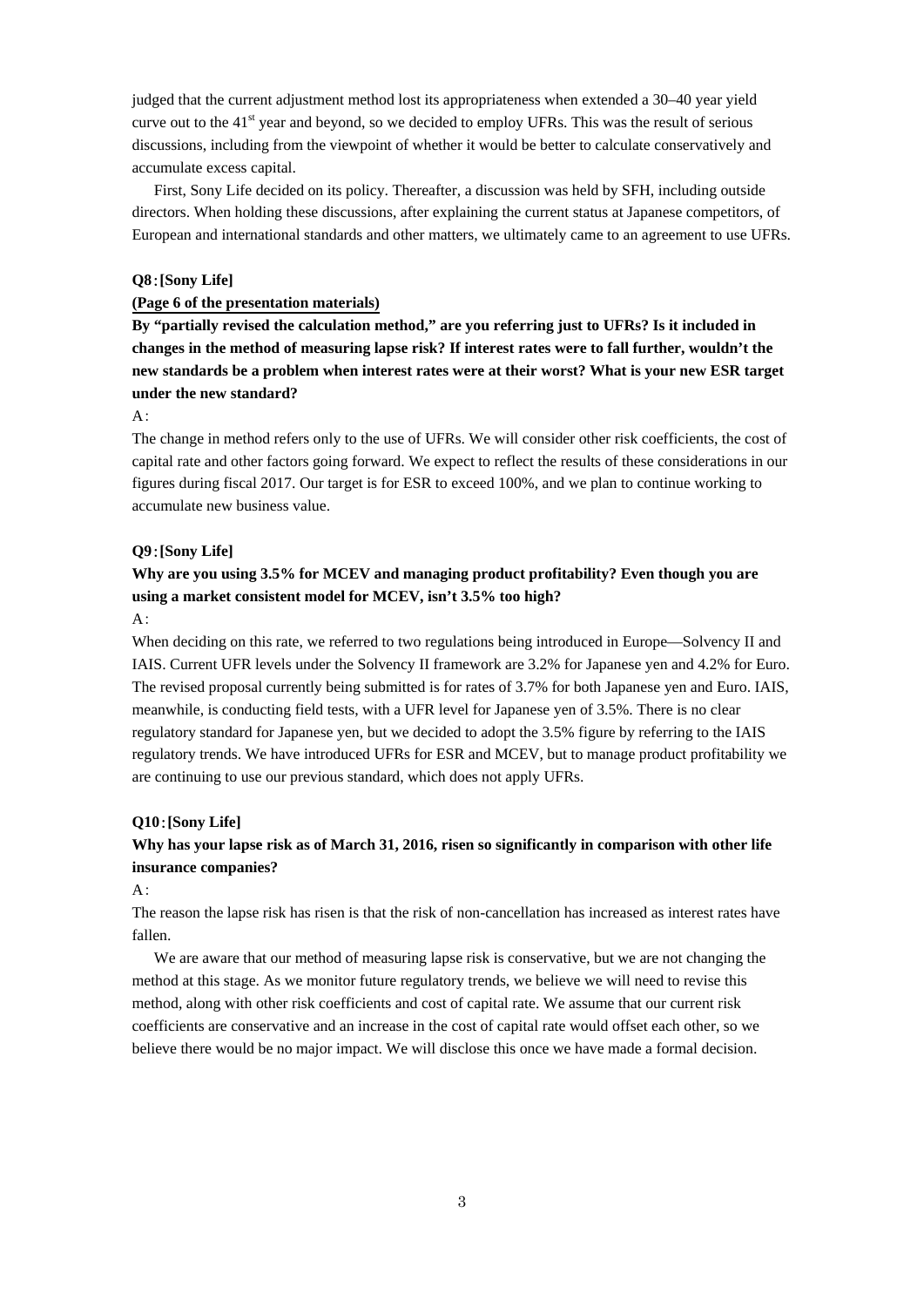judged that the current adjustment method lost its appropriateness when extended a 30–40 year yield curve out to the 41st year and beyond, so we decided to employ UFRs. This was the result of serious discussions, including from the viewpoint of whether it would be better to calculate conservatively and accumulate excess capital.

First, Sony Life decided on its policy. Thereafter, a discussion was held by SFH, including outside directors. When holding these discussions, after explaining the current status at Japanese competitors, of European and international standards and other matters, we ultimately came to an agreement to use UFRs.

**Q8：[Sony Life]**

**(Page 6 of the presentation materials)**

**By "partially revised the calculation method," are you referring just to UFRs? Is it included in changes in the method of measuring lapse risk? If interest rates were to fall further, wouldn't the new standards be a problem when interest rates were at their worst? What is your new ESR target under the new standard?**

A：

The change in method refers only to the use of UFRs. We will consider other risk coefficients, the cost of capital rate and other factors going forward. We expect to reflect the results of these considerations in our figures during fiscal 2017. Our target is for ESR to exceed 100%, and we plan to continue working to accumulate new business value.

**Q9：[Sony Life]**

**Why are you using 3.5% for MCEV and managing product profitability? Even though you are using a market consistent model for MCEV, isn't 3.5% too high?**

A：

When deciding on this rate, we referred to two regulations being introduced in Europe—Solvency II and IAIS. Current UFR levels under the Solvency II framework are 3.2% for Japanese yen and 4.2% for Euro. The revised proposal currently being submitted is for rates of 3.7% for both Japanese yen and Euro. IAIS, meanwhile, is conducting field tests, with a UFR level for Japanese yen of 3.5%. There is no clear regulatory standard for Japanese yen, but we decided to adopt the 3.5% figure by referring to the IAIS regulatory trends. We have introduced UFRs for ESR and MCEV, but to manage product profitability we are continuing to use our previous standard, which does not apply UFRs.

**Q10：[Sony Life]**

**Why has your lapse risk as of March 31, 2016, risen so significantly in comparison with other life insurance companies?**

A：

The reason the lapse risk has risen is that the risk of non-cancellation has increased as interest rates have fallen.

We are aware that our method of measuring lapse risk is conservative, but we are not changing the method at this stage. As we monitor future regulatory trends, we believe we will need to revise this method, along with other risk coefficients and cost of capital rate. We assume that our current risk coefficients are conservative and an increase in the cost of capital rate would offset each other, so we believe there would be no major impact. We will disclose this once we have made a formal decision.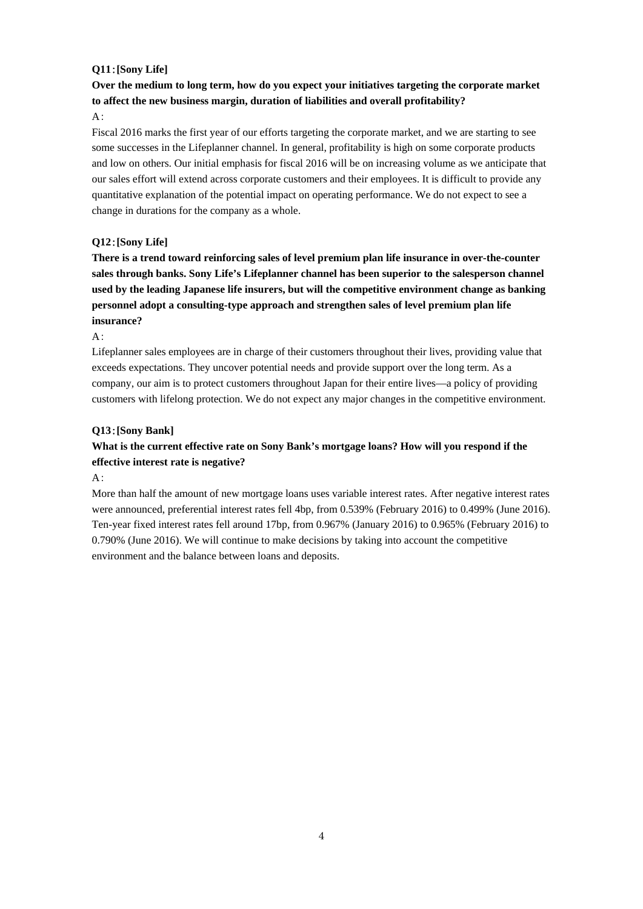**Q11：[Sony Life]**

**Over the medium to long term, how do you expect your initiatives targeting the corporate market to affect the new business margin, duration of liabilities and overall profitability?**

A：

Fiscal 2016 marks the first year of our efforts targeting the corporate market, and we are starting to see some successes in the Lifeplanner channel. In general, profitability is high on some corporate products and low on others. Our initial emphasis for fiscal 2016 will be on increasing volume as we anticipate that our sales effort will extend across corporate customers and their employees. It is difficult to provide any quantitative explanation of the potential impact on operating performance. We do not expect to see a change in durations for the company as a whole.

**Q12：[Sony Life]**

**There is a trend toward reinforcing sales of level premium plan life insurance in over-the-counter sales through banks. Sony Life's Lifeplanner channel has been superior to the salesperson channel used by the leading Japanese life insurers, but will the competitive environment change as banking personnel adopt a consulting-type approach and strengthen sales of level premium plan life insurance?**

A：

Lifeplanner sales employees are in charge of their customers throughout their lives, providing value that exceeds expectations. They uncover potential needs and provide support over the long term. As a company, our aim is to protect customers throughout Japan for their entire lives—a policy of providing customers with lifelong protection. We do not expect any major changes in the competitive environment.

**Q13：[Sony Bank]**

**What is the current effective rate on Sony Bank's mortgage loans? How will you respond if the effective interest rate is negative?**

A：

More than half the amount of new mortgage loans uses variable interest rates. After negative interest rates were announced, preferential interest rates fell 4bp, from 0.539% (February 2016) to 0.499% (June 2016). Ten-year fixed interest rates fell around 17bp, from 0.967% (January 2016) to 0.965% (February 2016) to 0.790% (June 2016). We will continue to make decisions by taking into account the competitive environment and the balance between loans and deposits.